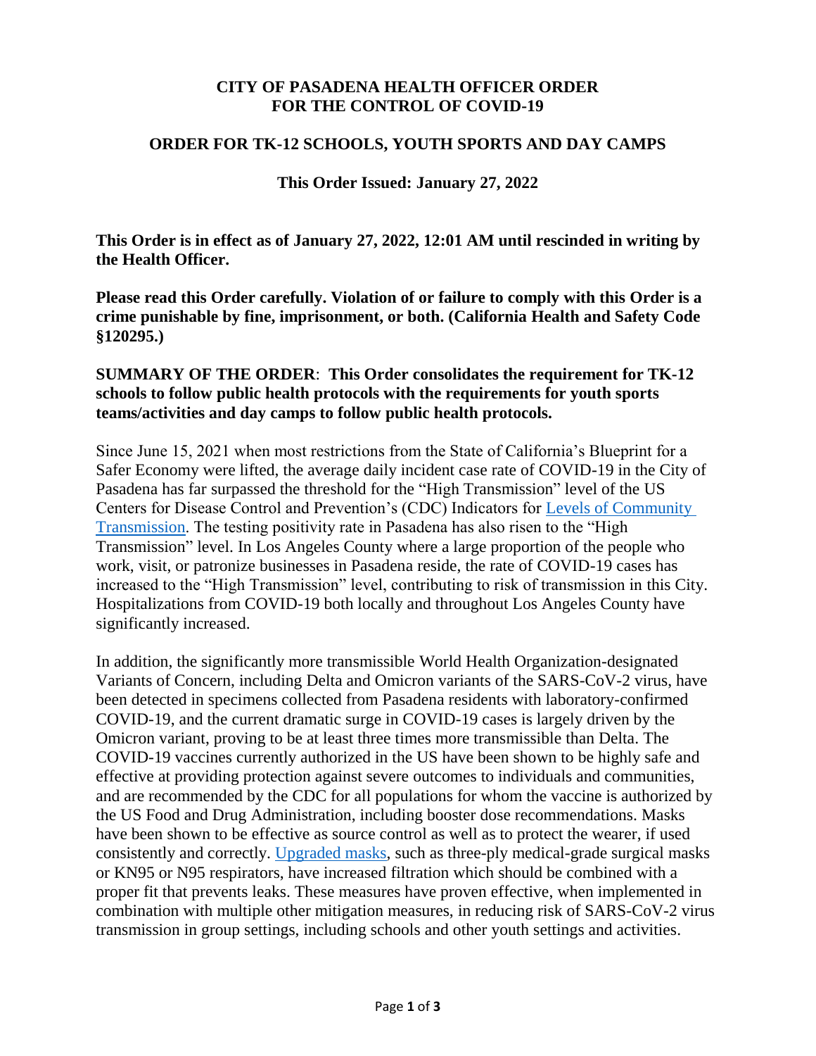**CITY OF PASADENA HEALTH OFFICER ORDER FOR THE CONTROL OF COVID-19**

**ORDER FOR TK-12 SCHOOLS, YOUTH SPORTS AND DAY CAMPS**

**This Order Issued: January 27, 2022**

**This Order is in effect as of January 27, 2022, 12:01 AM until rescinded in writing by the Health Officer.**

**Please read this Order carefully. Violation of or failure to comply with this Order is a crime punishable by fine, imprisonment, or both. (California Health and Safety Code §120295.)**

**SUMMARY OF THE ORDER**: **This Order consolidates the requirement for TK-12 schools to follow public health protocols with the requirements for youth sports teams/activities and day camps to follow public health protocols.**

Since June 15, 2021 when most restrictions from the State of California's Blueprint for a Safer Economy were lifted, the average daily incident case rate of COVID-19 in the City of Pasadena has far surpassed the threshold for the "High Transmission" level of the US Centers for Disease Control and Prevention's (CDC) Indicators for Levels of Community Transmission. The testing positivity rate in Pasadena has also risen to the "High Transmission" level. In Los Angeles County where a large proportion of the people who work, visit, or patronize businesses in Pasadena reside, the rate of COVID-19 cases has increased to the "High Transmission" level, contributing to risk of transmission in this City. Hospitalizations from COVID-19 both locally and throughout Los Angeles County have significantly increased.

In addition, the significantly more transmissible World Health Organization-designated Variants of Concern, including Delta and Omicron variants of the SARS-CoV-2 virus, have been detected in specimens collected from Pasadena residents with laboratory-confirmed COVID-19, and the current dramatic surge in COVID-19 cases is largely driven by the Omicron variant, proving to be at least three times more transmissible than Delta. The COVID-19 vaccines currently authorized in the US have been shown to be highly safe and effective at providing protection against severe outcomes to individuals and communities, and are recommended by the CDC for all populations for whom the vaccine is authorized by the US Food and Drug Administration, including booster dose recommendations. Masks have been shown to be effective as source control as well as to protect the wearer, if used consistently and correctly. Upgraded masks, such as three-ply medical-grade surgical masks or KN95 or N95 respirators, have increased filtration which should be combined with a proper fit that prevents leaks. These measures have proven effective, when implemented in combination with multiple other mitigation measures, in reducing risk of SARS-CoV-2 virus transmission in group settings, including schools and other youth settings and activities.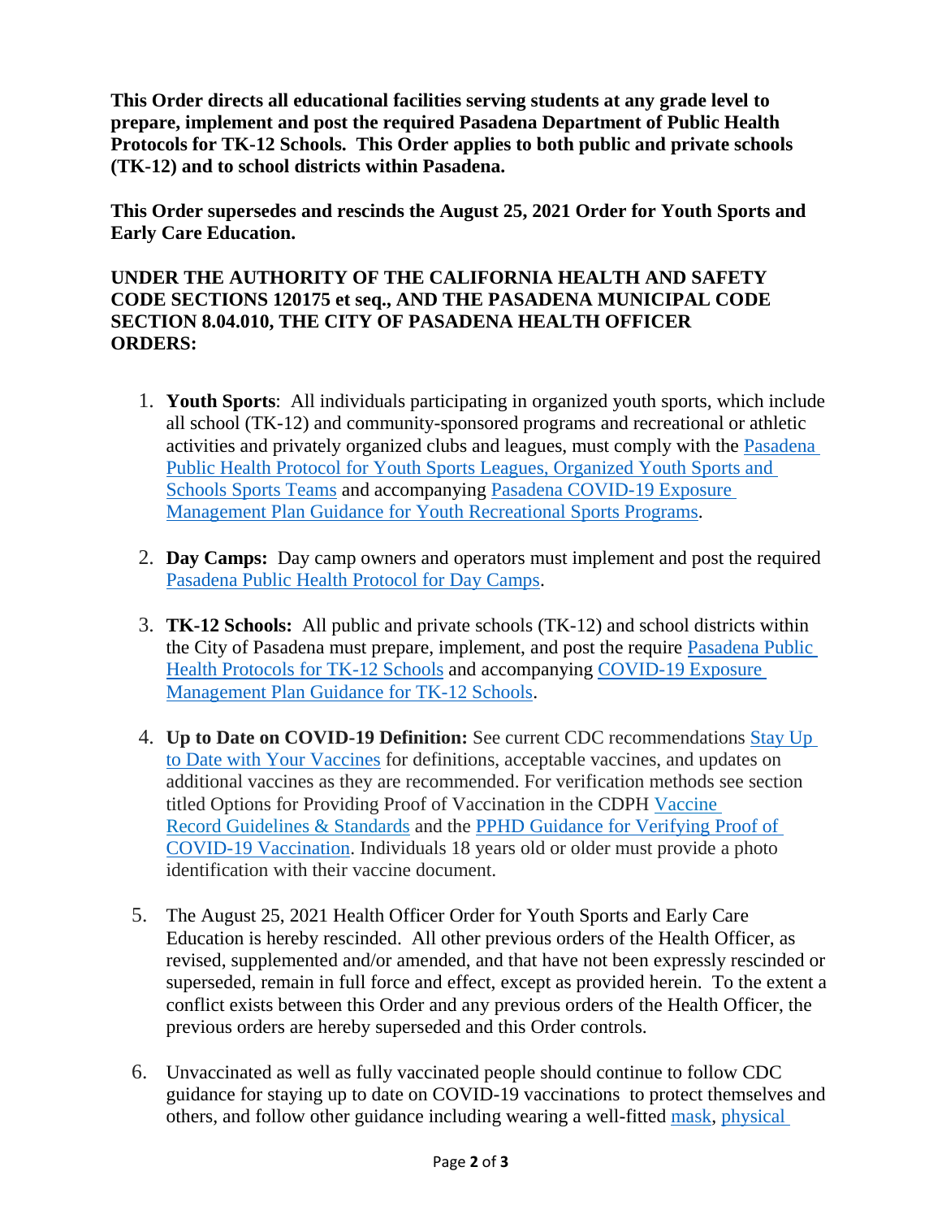**This Order directs all educational facilities serving students at any grade level to prepare, implement and post the required Pasadena Department of Public Health Protocols for TK-12 Schools. This Order applies to both public and private schools (TK-12) and to school districts within Pasadena.**

**This Order supersedes and rescinds the August 25, 2021 Order for Youth Sports and Early Care Education.**

**UNDER THE AUTHORITY OF THE CALIFORNIA HEALTH AND SAFETY CODE SECTIONS 120175 et seq., AND THE PASADENA MUNICIPAL CODE SECTION 8.04.010, THE CITY OF PASADENA HEALTH OFFICER ORDERS:**

1. **Youth Sports**: All individuals participating in organized youth sports, which include all school (TK-12) and community-sponsored programs and recreational or athletic activities and privately organized clubs and leagues, must comply with the Pasadena Public Health Protocol for Youth Sports Leagues, Organized Youth Sports and Schools Sports Teams and accompanying Pasadena COVID-19 Exposure Management Plan Guidance for Youth Recreational Sports Programs.

2. **Day Camps:** Day camp owners and operators must implement and post the required Pasadena Public Health Protocol for Day Camps.

3. **TK-12 Schools:** All public and private schools (TK-12) and school districts within the City of Pasadena must prepare, implement, and post the require Pasadena Public Health Protocols for TK-12 Schools and accompanying COVID-19 Exposure Management Plan Guidance for TK-12 Schools.

4. **Up to Date on COVID-19 Definition:** See current CDC recommendations Stay Up to Date with Your Vaccines for definitions, acceptable vaccines, and updates on additional vaccines as they are recommended. For verification methods see section titled Options for Providing Proof of Vaccination in the CDPH Vaccine Record Guidelines & Standards and the PPHD Guidance for Verifying Proof of COVID-19 Vaccination. Individuals 18 years old or older must provide a photo identification with their vaccine document.

5. The August 25, 2021 Health Officer Order for Youth Sports and Early Care Education is hereby rescinded. All other previous orders of the Health Officer, as revised, supplemented and/or amended, and that have not been expressly rescinded or superseded, remain in full force and effect, except as provided herein. To the extent a conflict exists between this Order and any previous orders of the Health Officer, the previous orders are hereby superseded and this Order controls.

6. Unvaccinated as well as fully vaccinated people should continue to follow CDC guidance for staying up to date on COVID-19 vaccinations to protect themselves and others, and follow other guidance including wearing a well-fitted mask, physical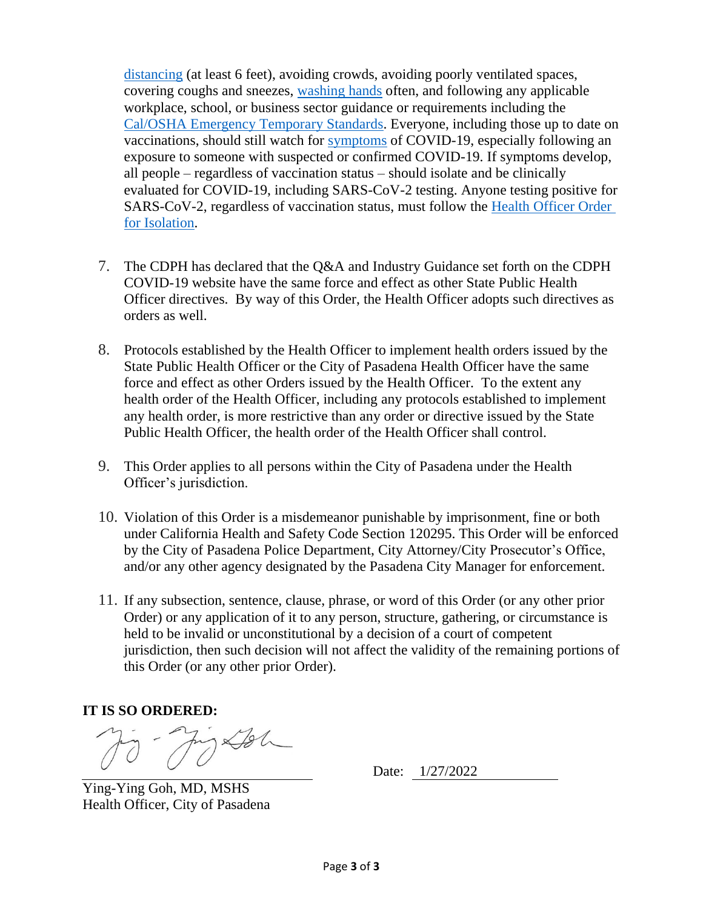distancing (at least 6 feet), avoiding crowds, avoiding poorly ventilated spaces, covering coughs and sneezes, washing hands often, and following any applicable workplace, school, or business sector guidance or requirements including the Cal/OSHA Emergency Temporary Standards. Everyone, including those up to date on vaccinations, should still watch for symptoms of COVID-19, especially following an exposure to someone with suspected or confirmed COVID-19. If symptoms develop, all people – regardless of vaccination status – should isolate and be clinically evaluated for COVID-19, including SARS-CoV-2 testing. Anyone testing positive for SARS-CoV-2, regardless of vaccination status, must follow the Health Officer Order for Isolation.

7. The CDPH has declared that the Q&A and Industry Guidance set forth on the CDPH COVID-19 website have the same force and effect as other State Public Health Officer directives. By way of this Order, the Health Officer adopts such directives as orders as well.

8. Protocols established by the Health Officer to implement health orders issued by the State Public Health Officer or the City of Pasadena Health Officer have the same force and effect as other Orders issued by the Health Officer. To the extent any health order of the Health Officer, including any protocols established to implement any health order, is more restrictive than any order or directive issued by the State Public Health Officer, the health order of the Health Officer shall control.

9. This Order applies to all persons within the City of Pasadena under the Health Officer's jurisdiction.

10. Violation of this Order is a misdemeanor punishable by imprisonment, fine or both under California Health and Safety Code Section 120295. This Order will be enforced by the City of Pasadena Police Department, City Attorney/City Prosecutor's Office, and/or any other agency designated by the Pasadena City Manager for enforcement.

11. If any subsection, sentence, clause, phrase, or word of this Order (or any other prior Order) or any application of it to any person, structure, gathering, or circumstance is held to be invalid or unconstitutional by a decision of a court of competent jurisdiction, then such decision will not affect the validity of the remaining portions of this Order (or any other prior Order).

**IT IS SO ORDERED:**

Ying-Ying Goh, MD, MSHS
Health Officer, City of Pasadena

Date: 1/27/2022